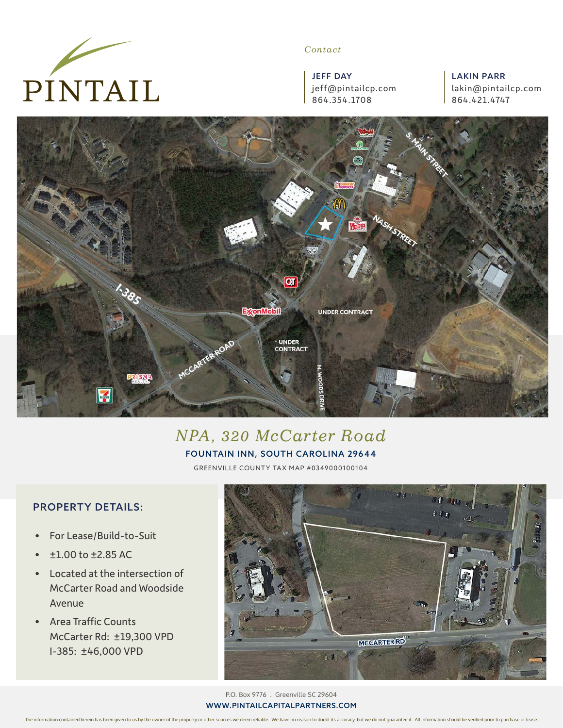PINTAIL

*Contact*

**JEFF DAY**
jeff@pintailcp.com
864.354.1708

**LAKIN PARR**
lakin@pintailcp.com
864.421.4747

# *NPA, 320 McCarter Road*

**FOUNTAIN INN, SOUTH CAROLINA 29644**

GREENVILLE COUNTY TAX MAP #0349000100104

## PROPERTY DETAILS:

- For Lease/Build-to-Suit
- ±1.00 to ±2.85 AC
- Located at the intersection of McCarter Road and Woodside Avenue
- Area Traffic Counts
  McCarter Rd: ±19,300 VPD
  I-385: ±46,000 VPD

P.O. Box 9776 . Greenville SC 29604

**WWW.PINTAILCAPITALPARTNERS.COM**

The information contained herein has been given to us by the owner of the property or other sources we deem reliable. We have no reason to doubt its accuracy, but we do not guarantee it. All information should be verified prior to purchase or lease.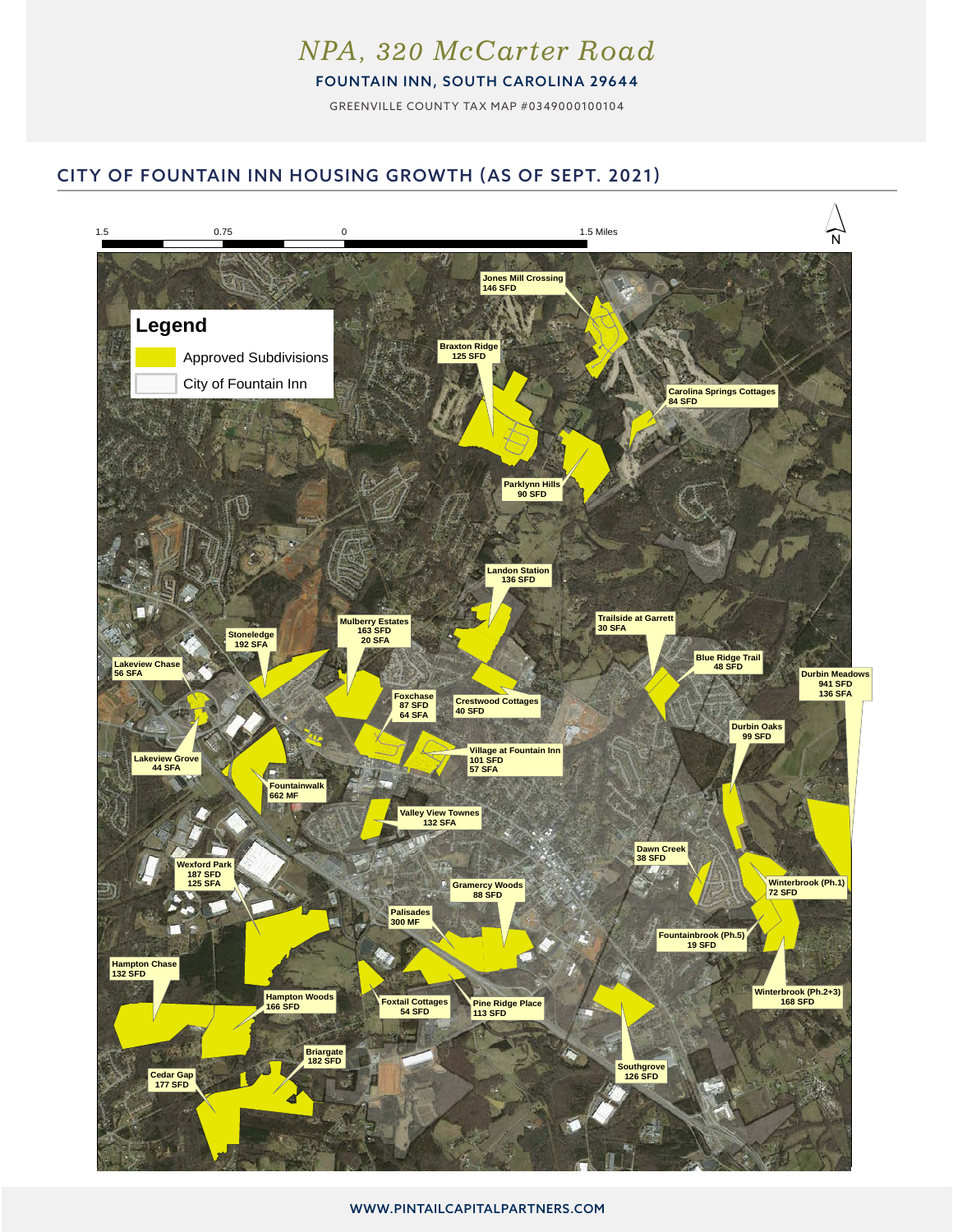# *NPA, 320 McCarter Road*

**FOUNTAIN INN, SOUTH CAROLINA 29644**

GREENVILLE COUNTY TAX MAP #0349000100104

## CITY OF FOUNTAIN INN HOUSING GROWTH (AS OF SEPT. 2021)

1.5 0.75 0 1.5 Miles

N

**Legend**

- Approved Subdivisions
- City of Fountain Inn

**Jones Mill Crossing** 146 SFD

**Braxton Ridge** 125 SFD

**Carolina Springs Cottages** 84 SFD

**Parklynn Hills** 90 SFD

**Landon Station** 136 SFD

**Trailside at Garrett** 30 SFA

**Mulberry Estates** 163 SFD 20 SFA

**Stoneledge** 192 SFA

**Blue Ridge Trail** 48 SFD

**Durbin Meadows** 941 SFD 136 SFA

**Lakeview Chase** 56 SFA

**Foxchase** 87 SFD 64 SFA

**Crestwood Cottages** 40 SFD

**Durbin Oaks** 99 SFD

**Village at Fountain Inn** 101 SFD 57 SFA

**Lakeview Grove** 44 SFA

**Fountainwalk** 662 MF

**Valley View Townes** 132 SFA

**Dawn Creek** 38 SFD

**Wexford Park** 187 SFD 125 SFA

**Gramercy Woods** 88 SFD

**Winterbrook (Ph.1)** 72 SFD

**Palisades** 300 MF

**Fountainbrook (Ph.5)** 19 SFD

**Hampton Chase** 132 SFD

**Winterbrook (Ph.2+3)** 168 SFD

**Hampton Woods** 166 SFD

**Foxtail Cottages** 54 SFD

**Pine Ridge Place** 113 SFD

**Briargate** 182 SFD

**Southgrove** 126 SFD

**Cedar Gap** 177 SFD

WWW.PINTAILCAPITALPARTNERS.COM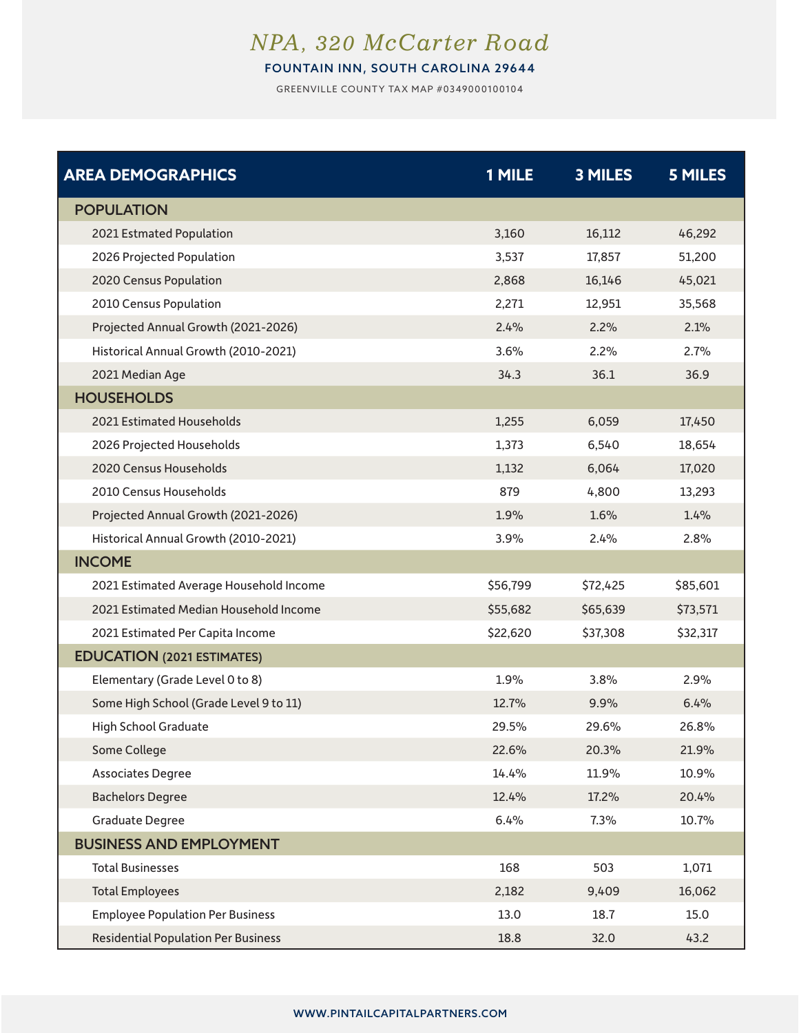# *NPA, 320 McCarter Road*

**FOUNTAIN INN, SOUTH CAROLINA 29644**

GREENVILLE COUNTY TAX MAP #0349000100104

| AREA DEMOGRAPHICS | 1 MILE | 3 MILES | 5 MILES |
|---|---|---|---|
| **POPULATION** | | | |
| 2021 Estmated Population | 3,160 | 16,112 | 46,292 |
| 2026 Projected Population | 3,537 | 17,857 | 51,200 |
| 2020 Census Population | 2,868 | 16,146 | 45,021 |
| 2010 Census Population | 2,271 | 12,951 | 35,568 |
| Projected Annual Growth (2021-2026) | 2.4% | 2.2% | 2.1% |
| Historical Annual Growth (2010-2021) | 3.6% | 2.2% | 2.7% |
| 2021 Median Age | 34.3 | 36.1 | 36.9 |
| **HOUSEHOLDS** | | | |
| 2021 Estimated Households | 1,255 | 6,059 | 17,450 |
| 2026 Projected Households | 1,373 | 6,540 | 18,654 |
| 2020 Census Households | 1,132 | 6,064 | 17,020 |
| 2010 Census Households | 879 | 4,800 | 13,293 |
| Projected Annual Growth (2021-2026) | 1.9% | 1.6% | 1.4% |
| Historical Annual Growth (2010-2021) | 3.9% | 2.4% | 2.8% |
| **INCOME** | | | |
| 2021 Estimated Average Household Income | $56,799 | $72,425 | $85,601 |
| 2021 Estimated Median Household Income | $55,682 | $65,639 | $73,571 |
| 2021 Estimated Per Capita Income | $22,620 | $37,308 | $32,317 |
| **EDUCATION (2021 ESTIMATES)** | | | |
| Elementary (Grade Level 0 to 8) | 1.9% | 3.8% | 2.9% |
| Some High School (Grade Level 9 to 11) | 12.7% | 9.9% | 6.4% |
| High School Graduate | 29.5% | 29.6% | 26.8% |
| Some College | 22.6% | 20.3% | 21.9% |
| Associates Degree | 14.4% | 11.9% | 10.9% |
| Bachelors Degree | 12.4% | 17.2% | 20.4% |
| Graduate Degree | 6.4% | 7.3% | 10.7% |
| **BUSINESS AND EMPLOYMENT** | | | |
| Total Businesses | 168 | 503 | 1,071 |
| Total Employees | 2,182 | 9,409 | 16,062 |
| Employee Population Per Business | 13.0 | 18.7 | 15.0 |
| Residential Population Per Business | 18.8 | 32.0 | 43.2 |

WWW.PINTAILCAPITALPARTNERS.COM